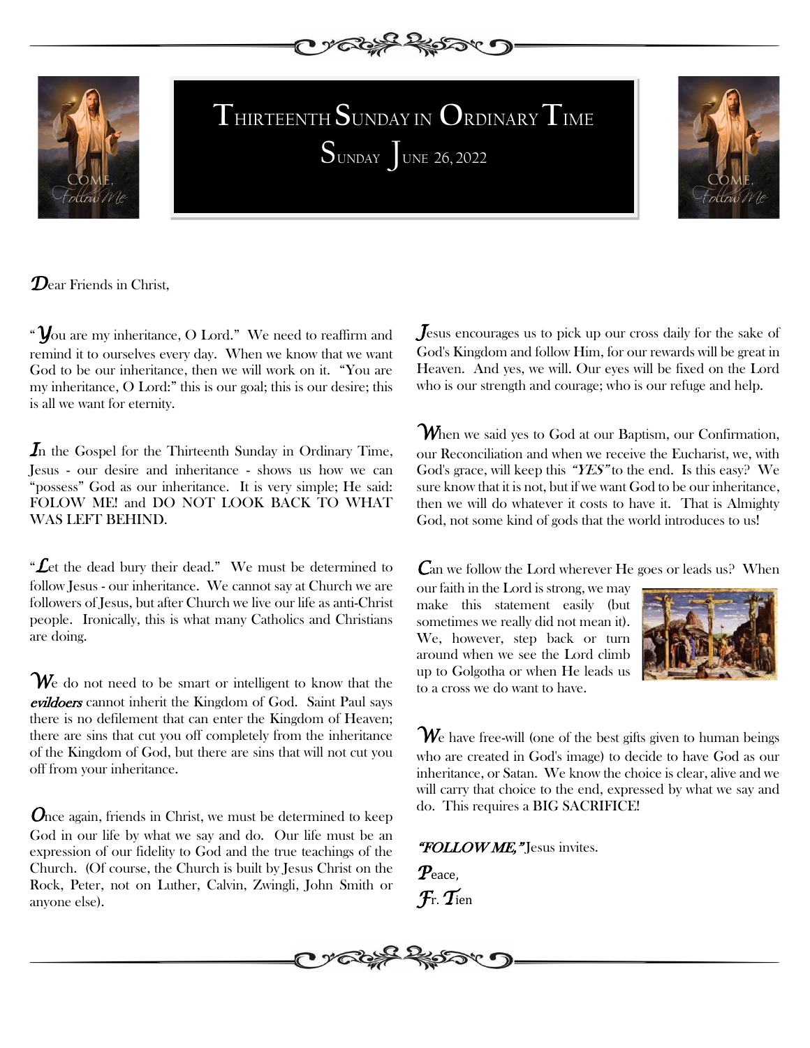# THIRTEENTH SUNDAY IN ORDINARY TIME

## SUNDAY JUNE 26, 2022

Dear Friends in Christ,

"You are my inheritance, O Lord." We need to reaffirm and remind it to ourselves every day. When we know that we want God to be our inheritance, then we will work on it. "You are my inheritance, O Lord:" this is our goal; this is our desire; this is all we want for eternity.

In the Gospel for the Thirteenth Sunday in Ordinary Time, Jesus - our desire and inheritance - shows us how we can "possess" God as our inheritance. It is very simple; He said: FOLOW ME! and DO NOT LOOK BACK TO WHAT WAS LEFT BEHIND.

"Let the dead bury their dead." We must be determined to follow Jesus - our inheritance. We cannot say at Church we are followers of Jesus, but after Church we live our life as anti-Christ people. Ironically, this is what many Catholics and Christians are doing.

We do not need to be smart or intelligent to know that the *evildoers* cannot inherit the Kingdom of God. Saint Paul says there is no defilement that can enter the Kingdom of Heaven; there are sins that cut you off completely from the inheritance of the Kingdom of God, but there are sins that will not cut you off from your inheritance.

Once again, friends in Christ, we must be determined to keep God in our life by what we say and do. Our life must be an expression of our fidelity to God and the true teachings of the Church. (Of course, the Church is built by Jesus Christ on the Rock, Peter, not on Luther, Calvin, Zwingli, John Smith or anyone else).

Jesus encourages us to pick up our cross daily for the sake of God's Kingdom and follow Him, for our rewards will be great in Heaven. And yes, we will. Our eyes will be fixed on the Lord who is our strength and courage; who is our refuge and help.

When we said yes to God at our Baptism, our Confirmation, our Reconciliation and when we receive the Eucharist, we, with God's grace, will keep this ***"YES"*** to the end. Is this easy? We sure know that it is not, but if we want God to be our inheritance, then we will do whatever it costs to have it. That is Almighty God, not some kind of gods that the world introduces to us!

Can we follow the Lord wherever He goes or leads us? When our faith in the Lord is strong, we may make this statement easily (but sometimes we really did not mean it). We, however, step back or turn around when we see the Lord climb up to Golgotha or when He leads us to a cross we do want to have.

We have free-will (one of the best gifts given to human beings who are created in God's image) to decide to have God as our inheritance, or Satan. We know the choice is clear, alive and we will carry that choice to the end, expressed by what we say and do. This requires a BIG SACRIFICE!

***"FOLLOW ME,"*** Jesus invites.

Peace,
Fr. Tien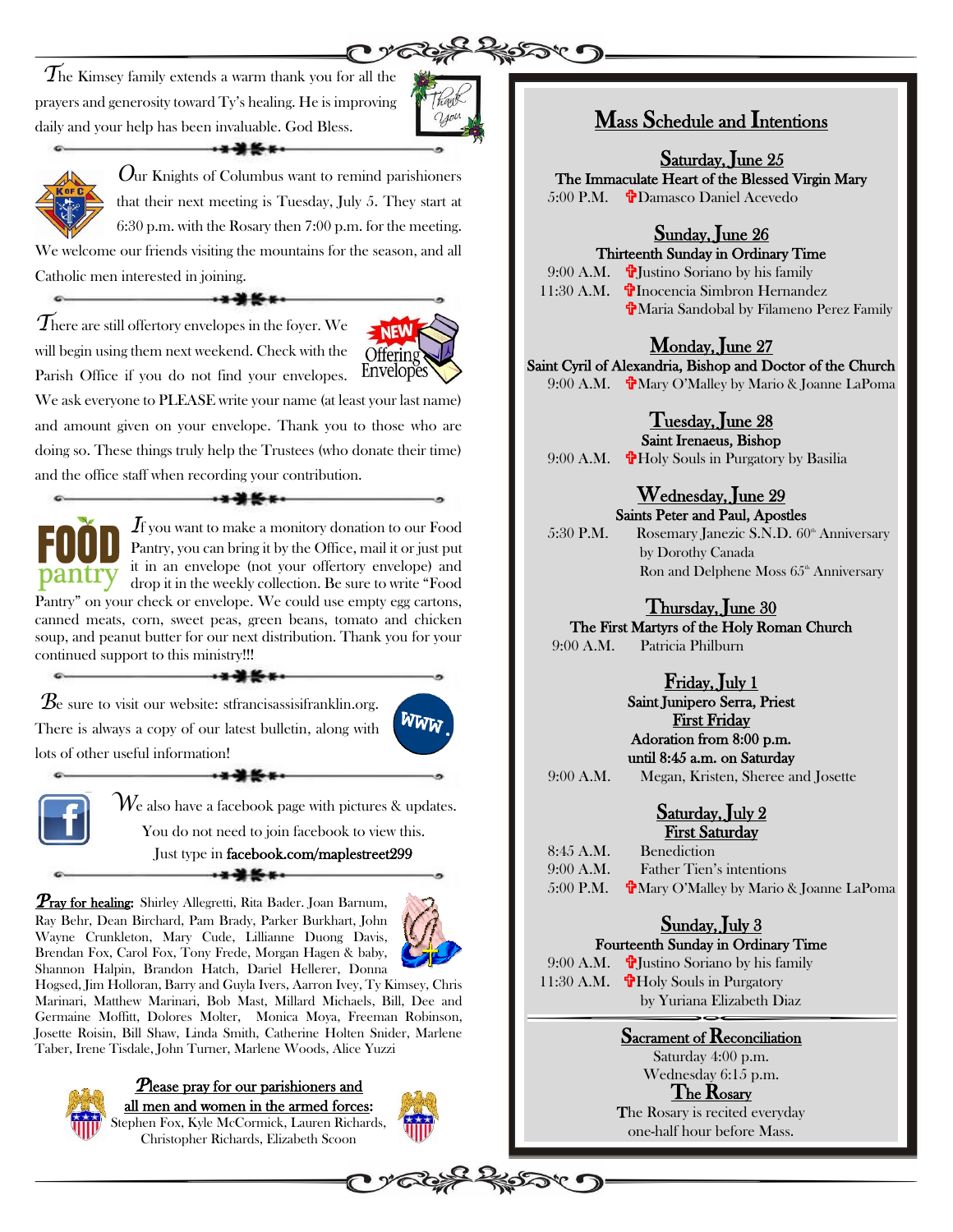The Kimsey family extends a warm thank you for all the prayers and generosity toward Ty's healing. He is improving daily and your help has been invaluable. God Bless.

Our Knights of Columbus want to remind parishioners that their next meeting is Tuesday, July 5. They start at 6:30 p.m. with the Rosary then 7:00 p.m. for the meeting. We welcome our friends visiting the mountains for the season, and all Catholic men interested in joining.

There are still offertory envelopes in the foyer. We will begin using them next weekend. Check with the Parish Office if you do not find your envelopes. We ask everyone to PLEASE write your name (at least your last name) and amount given on your envelope. Thank you to those who are doing so. These things truly help the Trustees (who donate their time) and the office staff when recording your contribution.

If you want to make a monitory donation to our Food Pantry, you can bring it by the Office, mail it or just put it in an envelope (not your offertory envelope) and drop it in the weekly collection. Be sure to write "Food Pantry" on your check or envelope. We could use empty egg cartons, canned meats, corn, sweet peas, green beans, tomato and chicken soup, and peanut butter for our next distribution. Thank you for your continued support to this ministry!!!

Be sure to visit our website: stfrancisassisifranklin.org. There is always a copy of our latest bulletin, along with lots of other useful information!

We also have a facebook page with pictures & updates. You do not need to join facebook to view this. Just type in **facebook.com/maplestreet299**

**Pray for healing:** Shirley Allegretti, Rita Bader. Joan Barnum, Ray Behr, Dean Birchard, Pam Brady, Parker Burkhart, John Wayne Crunkleton, Mary Cude, Lillianne Duong Davis, Brendan Fox, Carol Fox, Tony Frede, Morgan Hagen & baby, Shannon Halpin, Brandon Hatch, Dariel Hellerer, Donna Hogsed, Jim Holloran, Barry and Gyula Ivers, Aarron Ivey, Ty Kimsey, Chris Marinari, Matthew Marinari, Bob Mast, Millard Michaels, Bill, Dee and Germaine Moffitt, Dolores Molter, Monica Moya, Freeman Robinson, Josette Roisin, Bill Shaw, Linda Smith, Catherine Holten Snider, Marlene Taber, Irene Tisdale, John Turner, Marlene Woods, Alice Yuzzi

**Please pray for our parishioners and all men and women in the armed forces:**
Stephen Fox, Kyle McCormick, Lauren Richards, Christopher Richards, Elizabeth Scoon

## Mass Schedule and Intentions

### Saturday, June 25
**The Immaculate Heart of the Blessed Virgin Mary**
5:00 P.M. ✝Damasco Daniel Acevedo

### Sunday, June 26
**Thirteenth Sunday in Ordinary Time**
9:00 A.M. ✝Justino Soriano by his family
11:30 A.M. ✝Inocencia Simbron Hernandez
✝Maria Sandobal by Filameno Perez Family

### Monday, June 27
**Saint Cyril of Alexandria, Bishop and Doctor of the Church**
9:00 A.M. ✝Mary O'Malley by Mario & Joanne LaPoma

### Tuesday, June 28
**Saint Irenaeus, Bishop**
9:00 A.M. ✝Holy Souls in Purgatory by Basilia

### Wednesday, June 29
**Saints Peter and Paul, Apostles**
5:30 P.M. Rosemary Janezic S.N.D. 60th Anniversary by Dorothy Canada
Ron and Delphene Moss 65th Anniversary

### Thursday, June 30
**The First Martyrs of the Holy Roman Church**
9:00 A.M. Patricia Philburn

### Friday, July 1
**Saint Junipero Serra, Priest**
**First Friday**
**Adoration from 8:00 p.m. until 8:45 a.m. on Saturday**
9:00 A.M. Megan, Kristen, Sheree and Josette

### Saturday, July 2
**First Saturday**
8:45 A.M. Benediction
9:00 A.M. Father Tien's intentions
5:00 P.M. ✝Mary O'Malley by Mario & Joanne LaPoma

### Sunday, July 3
**Fourteenth Sunday in Ordinary Time**
9:00 A.M. ✝Justino Soriano by his family
11:30 A.M. ✝Holy Souls in Purgatory by Yuriana Elizabeth Diaz

### Sacrament of Reconciliation
Saturday 4:00 p.m.
Wednesday 6:15 p.m.

### The Rosary
The Rosary is recited everyday one-half hour before Mass.